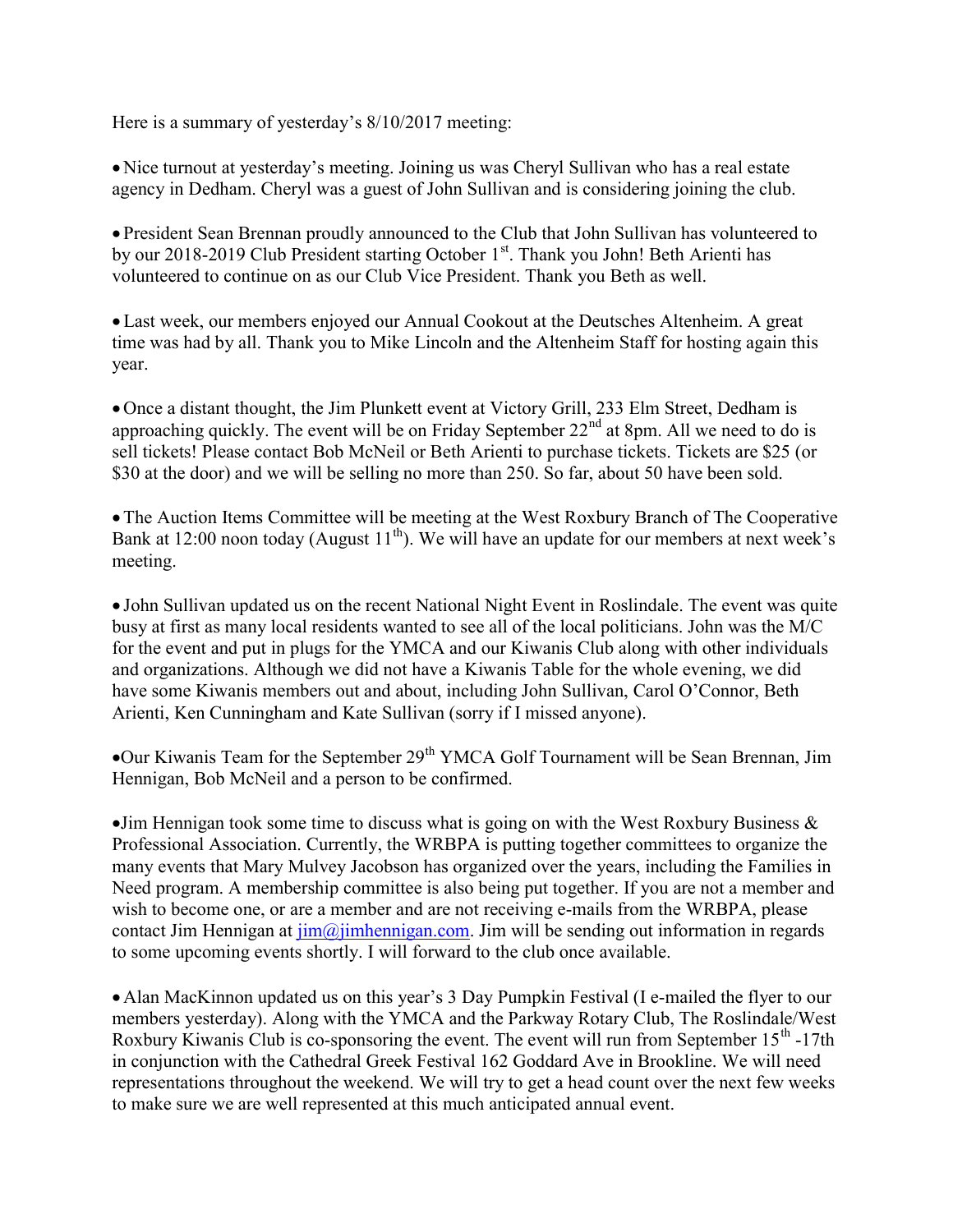Here is a summary of yesterday's 8/10/2017 meeting:

- Nice turnout at yesterday's meeting. Joining us was Cheryl Sullivan who has a real estate agency in Dedham. Cheryl was a guest of John Sullivan and is considering joining the club.

- President Sean Brennan proudly announced to the Club that John Sullivan has volunteered to by our 2018-2019 Club President starting October 1st. Thank you John! Beth Arienti has volunteered to continue on as our Club Vice President. Thank you Beth as well.

- Last week, our members enjoyed our Annual Cookout at the Deutsches Altenheim. A great time was had by all. Thank you to Mike Lincoln and the Altenheim Staff for hosting again this year.

- Once a distant thought, the Jim Plunkett event at Victory Grill, 233 Elm Street, Dedham is approaching quickly. The event will be on Friday September 22nd at 8pm. All we need to do is sell tickets! Please contact Bob McNeil or Beth Arienti to purchase tickets. Tickets are $25 (or $30 at the door) and we will be selling no more than 250. So far, about 50 have been sold.

- The Auction Items Committee will be meeting at the West Roxbury Branch of The Cooperative Bank at 12:00 noon today (August 11th). We will have an update for our members at next week's meeting.

- John Sullivan updated us on the recent National Night Event in Roslindale. The event was quite busy at first as many local residents wanted to see all of the local politicians. John was the M/C for the event and put in plugs for the YMCA and our Kiwanis Club along with other individuals and organizations. Although we did not have a Kiwanis Table for the whole evening, we did have some Kiwanis members out and about, including John Sullivan, Carol O'Connor, Beth Arienti, Ken Cunningham and Kate Sullivan (sorry if I missed anyone).

- Our Kiwanis Team for the September 29th YMCA Golf Tournament will be Sean Brennan, Jim Hennigan, Bob McNeil and a person to be confirmed.

- Jim Hennigan took some time to discuss what is going on with the West Roxbury Business & Professional Association. Currently, the WRBPA is putting together committees to organize the many events that Mary Mulvey Jacobson has organized over the years, including the Families in Need program. A membership committee is also being put together. If you are not a member and wish to become one, or are a member and are not receiving e-mails from the WRBPA, please contact Jim Hennigan at jim@jimhennigan.com. Jim will be sending out information in regards to some upcoming events shortly. I will forward to the club once available.

- Alan MacKinnon updated us on this year's 3 Day Pumpkin Festival (I e-mailed the flyer to our members yesterday). Along with the YMCA and the Parkway Rotary Club, The Roslindale/West Roxbury Kiwanis Club is co-sponsoring the event. The event will run from September 15th -17th in conjunction with the Cathedral Greek Festival 162 Goddard Ave in Brookline. We will need representations throughout the weekend. We will try to get a head count over the next few weeks to make sure we are well represented at this much anticipated annual event.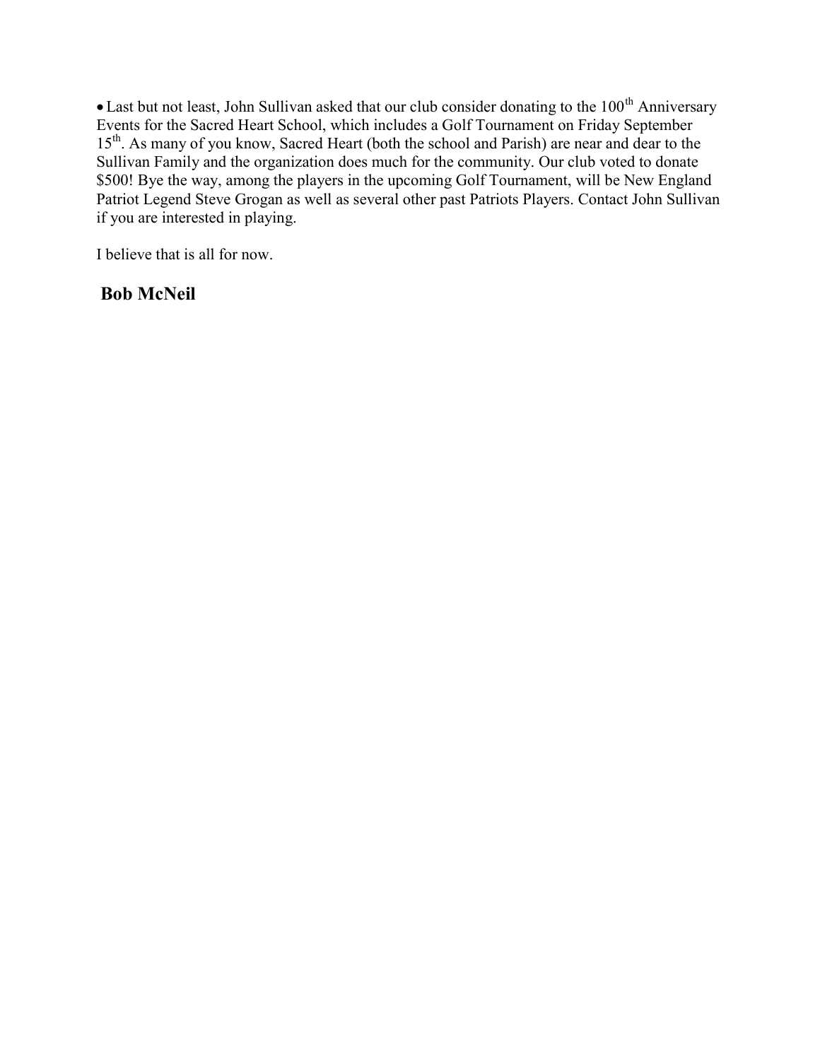- Last but not least, John Sullivan asked that our club consider donating to the 100th Anniversary Events for the Sacred Heart School, which includes a Golf Tournament on Friday September 15th. As many of you know, Sacred Heart (both the school and Parish) are near and dear to the Sullivan Family and the organization does much for the community. Our club voted to donate $500! Bye the way, among the players in the upcoming Golf Tournament, will be New England Patriot Legend Steve Grogan as well as several other past Patriots Players. Contact John Sullivan if you are interested in playing.

I believe that is all for now.

**Bob McNeil**